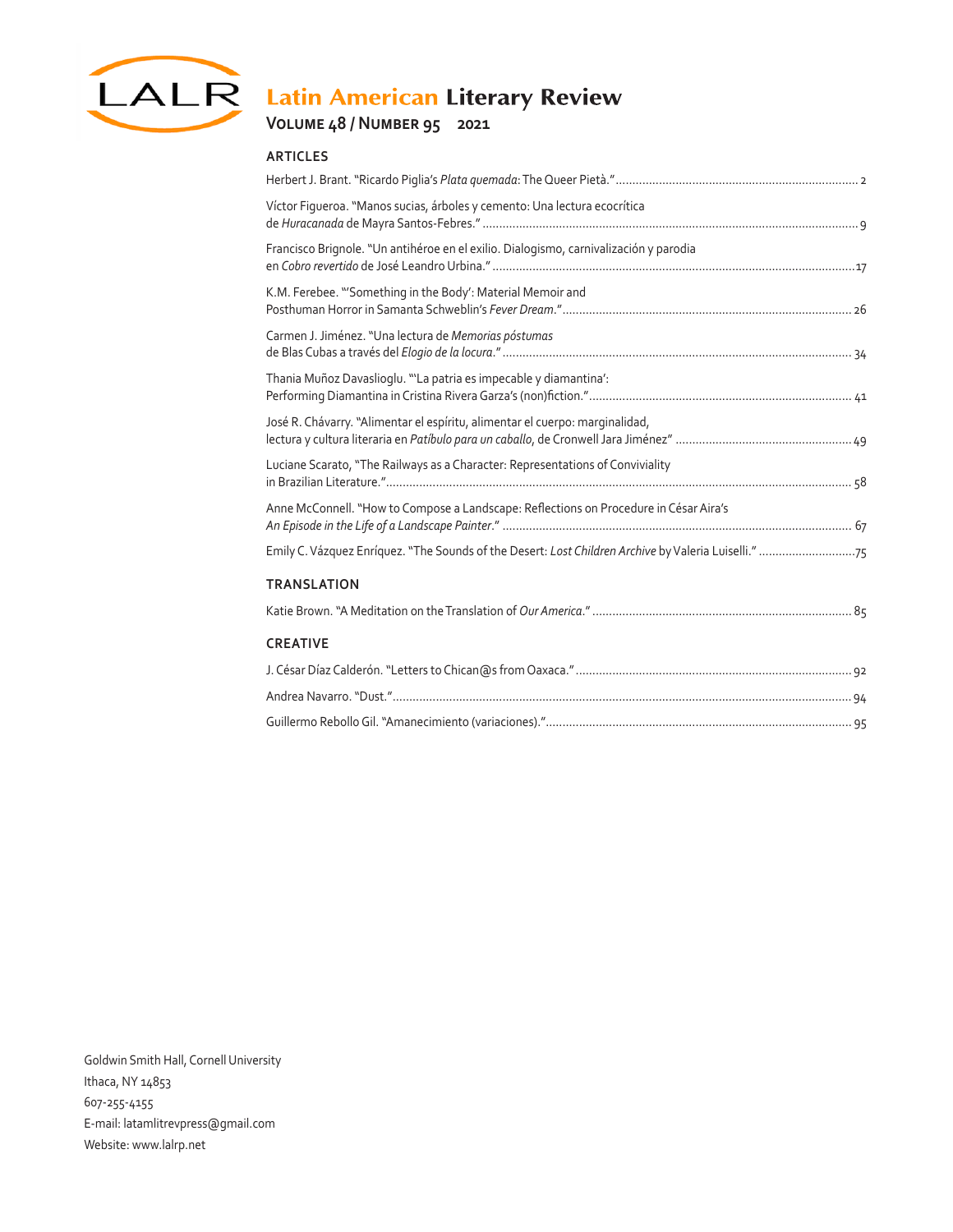# Latin American Literary Review

**Volume 48 / Number 95 2021**

## ARTICLES

Herbert J. Brant. "Ricardo Piglia's *Plata quemada*: The Queer Pietà." ........ 2

Víctor Figueroa. "Manos sucias, árboles y cemento: Una lectura ecocrítica de *Huracanada* de Mayra Santos-Febres." ........ 9

Francisco Brignole. "Un antihéroe en el exilio. Dialogismo, carnivalización y parodia en *Cobro revertido* de José Leandro Urbina." ........ 17

K.M. Ferebee. "'Something in the Body': Material Memoir and Posthuman Horror in Samanta Schweblin's *Fever Dream*." ........ 26

Carmen J. Jiménez. "Una lectura de *Memorias póstumas* de Blas Cubas a través del *Elogio de la locura*." ........ 34

Thania Muñoz Davaslioglu. "'La patria es impecable y diamantina': Performing Diamantina in Cristina Rivera Garza's (non)fiction." ........ 41

José R. Chávarry. "Alimentar el espíritu, alimentar el cuerpo: marginalidad, lectura y cultura literaria en *Patíbulo para un caballo*, de Cronwell Jara Jiménez" ........ 49

Luciane Scarato, "The Railways as a Character: Representations of Conviviality in Brazilian Literature." ........ 58

Anne McConnell. "How to Compose a Landscape: Reflections on Procedure in César Aira's *An Episode in the Life of a Landscape Painter*." ........ 67

Emily C. Vázquez Enríquez. "The Sounds of the Desert: *Lost Children Archive* by Valeria Luiselli." ........ 75

## TRANSLATION

Katie Brown. "A Meditation on the Translation of *Our America*." ........ 85

## CREATIVE

J. César Díaz Calderón. "Letters to Chican@s from Oaxaca." ........ 92

Andrea Navarro. "Dust." ........ 94

Guillermo Rebollo Gil. "Amanecimiento (variaciones)." ........ 95

Goldwin Smith Hall, Cornell University
Ithaca, NY 14853
607-255-4155
E-mail: latamlitrevpress@gmail.com
Website: www.lalrp.net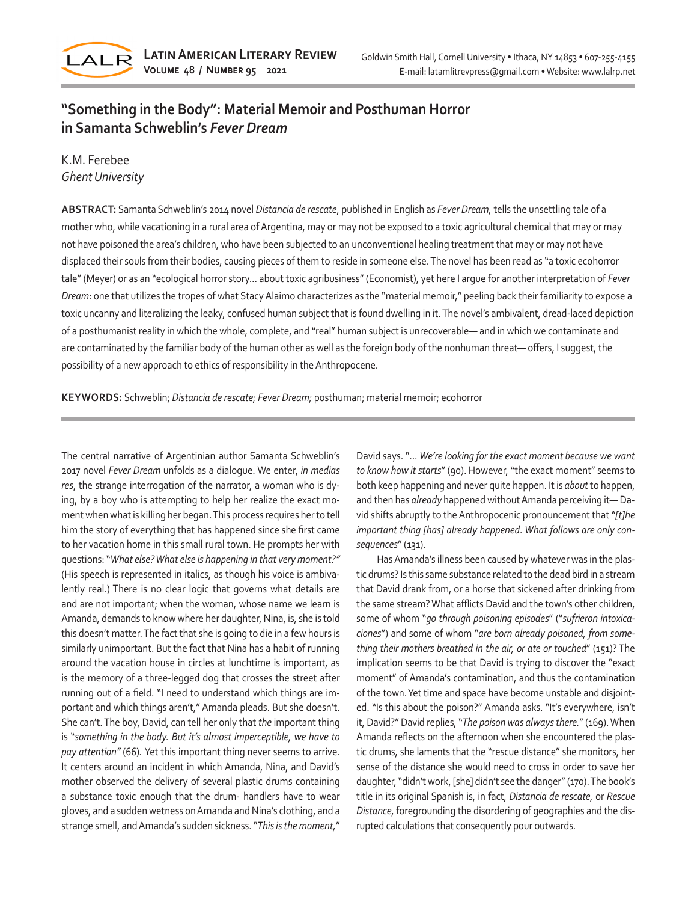# "Something in the Body": Material Memoir and Posthuman Horror in Samanta Schweblin's *Fever Dream*

K.M. Ferebee
*Ghent University*

**ABSTRACT:** Samanta Schweblin's 2014 novel *Distancia de rescate*, published in English as *Fever Dream,* tells the unsettling tale of a mother who, while vacationing in a rural area of Argentina, may or may not be exposed to a toxic agricultural chemical that may or may not have poisoned the area's children, who have been subjected to an unconventional healing treatment that may or may not have displaced their souls from their bodies, causing pieces of them to reside in someone else. The novel has been read as "a toxic ecohorror tale" (Meyer) or as an "ecological horror story… about toxic agribusiness" (Economist), yet here I argue for another interpretation of *Fever Dream*: one that utilizes the tropes of what Stacy Alaimo characterizes as the "material memoir," peeling back their familiarity to expose a toxic uncanny and literalizing the leaky, confused human subject that is found dwelling in it. The novel's ambivalent, dread-laced depiction of a posthumanist reality in which the whole, complete, and "real" human subject is unrecoverable— and in which we contaminate and are contaminated by the familiar body of the human other as well as the foreign body of the nonhuman threat— offers, I suggest, the possibility of a new approach to ethics of responsibility in the Anthropocene.

**KEYWORDS:** Schweblin; *Distancia de rescate; Fever Dream;* posthuman; material memoir; ecohorror

The central narrative of Argentinian author Samanta Schweblin's 2017 novel *Fever Dream* unfolds as a dialogue. We enter, *in medias res*, the strange interrogation of the narrator, a woman who is dying, by a boy who is attempting to help her realize the exact moment when what is killing her began. This process requires her to tell him the story of everything that has happened since she first came to her vacation home in this small rural town. He prompts her with questions: "*What else? What else is happening in that very moment?"* (His speech is represented in italics, as though his voice is ambivalently real.) There is no clear logic that governs what details are and are not important; when the woman, whose name we learn is Amanda, demands to know where her daughter, Nina, is, she is told this doesn't matter. The fact that she is going to die in a few hours is similarly unimportant. But the fact that Nina has a habit of running around the vacation house in circles at lunchtime is important, as is the memory of a three-legged dog that crosses the street after running out of a field. "I need to understand which things are important and which things aren't," Amanda pleads. But she doesn't. She can't. The boy, David, can tell her only that *the* important thing is "*something in the body. But it's almost imperceptible, we have to pay attention"* (66). Yet this important thing never seems to arrive. It centers around an incident in which Amanda, Nina, and David's mother observed the delivery of several plastic drums containing a substance toxic enough that the drum- handlers have to wear gloves, and a sudden wetness on Amanda and Nina's clothing, and a strange smell, and Amanda's sudden sickness. "*This is the moment,*" David says. "… *We're looking for the exact moment because we want to know how it starts*" (90). However, "the exact moment" seems to both keep happening and never quite happen. It is *about* to happen, and then has *already* happened without Amanda perceiving it— David shifts abruptly to the Anthropocenic pronouncement that "*[t]he important thing [has] already happened. What follows are only consequences*" (131).

Has Amanda's illness been caused by whatever was in the plastic drums? Is this same substance related to the dead bird in a stream that David drank from, or a horse that sickened after drinking from the same stream? What afflicts David and the town's other children, some of whom "*go through poisoning episodes*" ("*sufrieron intoxicaciones*") and some of whom "*are born already poisoned, from something their mothers breathed in the air, or ate or touched*" (151)? The implication seems to be that David is trying to discover the "exact moment" of Amanda's contamination, and thus the contamination of the town. Yet time and space have become unstable and disjointed. "Is this about the poison?" Amanda asks. "It's everywhere, isn't it, David?" David replies, "*The poison was always there.*" (169). When Amanda reflects on the afternoon when she encountered the plastic drums, she laments that the "rescue distance" she monitors, her sense of the distance she would need to cross in order to save her daughter, "didn't work, [she] didn't see the danger" (170). The book's title in its original Spanish is, in fact, *Distancia de rescate,* or *Rescue Distance*, foregrounding the disordering of geographies and the disrupted calculations that consequently pour outwards.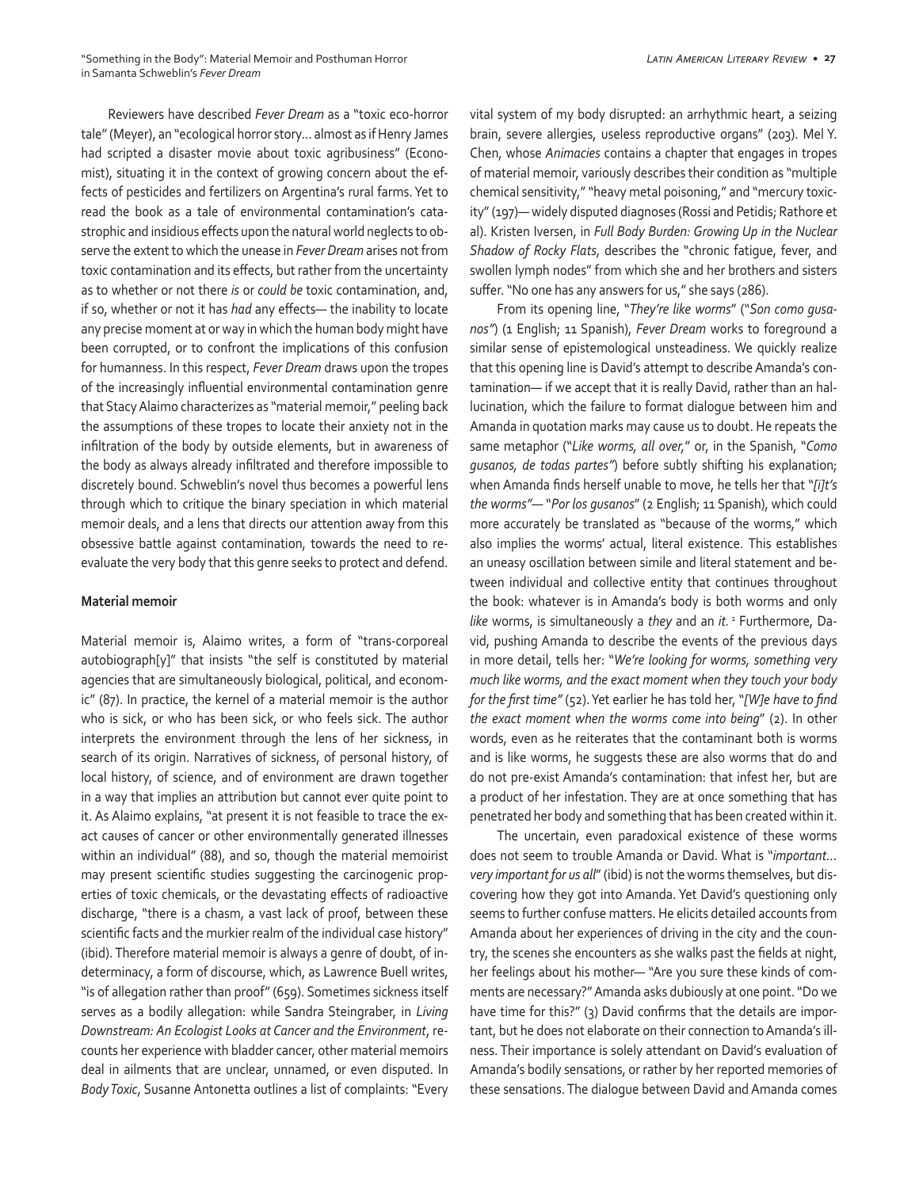Reviewers have described *Fever Dream* as a "toxic eco-horror tale" (Meyer), an "ecological horror story… almost as if Henry James had scripted a disaster movie about toxic agribusiness" (Economist), situating it in the context of growing concern about the effects of pesticides and fertilizers on Argentina's rural farms. Yet to read the book as a tale of environmental contamination's catastrophic and insidious effects upon the natural world neglects to observe the extent to which the unease in *Fever Dream* arises not from toxic contamination and its effects, but rather from the uncertainty as to whether or not there *is* or *could be* toxic contamination, and, if so, whether or not it has *had* any effects— the inability to locate any precise moment at or way in which the human body might have been corrupted, or to confront the implications of this confusion for humanness. In this respect, *Fever Dream* draws upon the tropes of the increasingly influential environmental contamination genre that Stacy Alaimo characterizes as "material memoir," peeling back the assumptions of these tropes to locate their anxiety not in the infiltration of the body by outside elements, but in awareness of the body as always already infiltrated and therefore impossible to discretely bound. Schweblin's novel thus becomes a powerful lens through which to critique the binary speciation in which material memoir deals, and a lens that directs our attention away from this obsessive battle against contamination, towards the need to re-evaluate the very body that this genre seeks to protect and defend.

**Material memoir**

Material memoir is, Alaimo writes, a form of "trans-corporeal autobiograph[y]" that insists "the self is constituted by material agencies that are simultaneously biological, political, and economic" (87). In practice, the kernel of a material memoir is the author who is sick, or who has been sick, or who feels sick. The author interprets the environment through the lens of her sickness, in search of its origin. Narratives of sickness, of personal history, of local history, of science, and of environment are drawn together in a way that implies an attribution but cannot ever quite point to it. As Alaimo explains, "at present it is not feasible to trace the exact causes of cancer or other environmentally generated illnesses within an individual" (88), and so, though the material memoirist may present scientific studies suggesting the carcinogenic properties of toxic chemicals, or the devastating effects of radioactive discharge, "there is a chasm, a vast lack of proof, between these scientific facts and the murkier realm of the individual case history" (ibid). Therefore material memoir is always a genre of doubt, of indeterminacy, a form of discourse, which, as Lawrence Buell writes, "is of allegation rather than proof" (659). Sometimes sickness itself serves as a bodily allegation: while Sandra Steingraber, in *Living Downstream: An Ecologist Looks at Cancer and the Environment*, recounts her experience with bladder cancer, other material memoirs deal in ailments that are unclear, unnamed, or even disputed. In *Body Toxic*, Susanne Antonetta outlines a list of complaints: "Every vital system of my body disrupted: an arrhythmic heart, a seizing brain, severe allergies, useless reproductive organs" (203). Mel Y. Chen, whose *Animacies* contains a chapter that engages in tropes of material memoir, variously describes their condition as "multiple chemical sensitivity," "heavy metal poisoning," and "mercury toxicity" (197)— widely disputed diagnoses (Rossi and Petidis; Rathore et al). Kristen Iversen, in *Full Body Burden: Growing Up in the Nuclear Shadow of Rocky Flats*, describes the "chronic fatigue, fever, and swollen lymph nodes" from which she and her brothers and sisters suffer. "No one has any answers for us," she says (286).

From its opening line, "*They're like worms*" ("*Son como gusanos"*) (1 English; 11 Spanish), *Fever Dream* works to foreground a similar sense of epistemological unsteadiness. We quickly realize that this opening line is David's attempt to describe Amanda's contamination— if we accept that it is really David, rather than an hallucination, which the failure to format dialogue between him and Amanda in quotation marks may cause us to doubt. He repeats the same metaphor ("*Like worms, all over,*" or, in the Spanish, "*Como gusanos, de todas partes"*) before subtly shifting his explanation; when Amanda finds herself unable to move, he tells her that "*[i]t's the worms"*— "*Por los gusanos*" (2 English; 11 Spanish), which could more accurately be translated as "because of the worms," which also implies the worms' actual, literal existence. This establishes an uneasy oscillation between simile and literal statement and between individual and collective entity that continues throughout the book: whatever is in Amanda's body is both worms and only *like* worms, is simultaneously a *they* and an *it.* [1] Furthermore, David, pushing Amanda to describe the events of the previous days in more detail, tells her: "*We're looking for worms, something very much like worms, and the exact moment when they touch your body for the first time"* (52). Yet earlier he has told her, "*[W]e have to find the exact moment when the worms come into being*" (2). In other words, even as he reiterates that the contaminant both is worms and is like worms, he suggests these are also worms that do and do not pre-exist Amanda's contamination: that infest her, but are a product of her infestation. They are at once something that has penetrated her body and something that has been created within it.

The uncertain, even paradoxical existence of these worms does not seem to trouble Amanda or David. What is "*important… very important for us all*" (ibid) is not the worms themselves, but discovering how they got into Amanda. Yet David's questioning only seems to further confuse matters. He elicits detailed accounts from Amanda about her experiences of driving in the city and the country, the scenes she encounters as she walks past the fields at night, her feelings about his mother— "Are you sure these kinds of comments are necessary?" Amanda asks dubiously at one point. "Do we have time for this?" (3) David confirms that the details are important, but he does not elaborate on their connection to Amanda's illness. Their importance is solely attendant on David's evaluation of Amanda's bodily sensations, or rather by her reported memories of these sensations. The dialogue between David and Amanda comes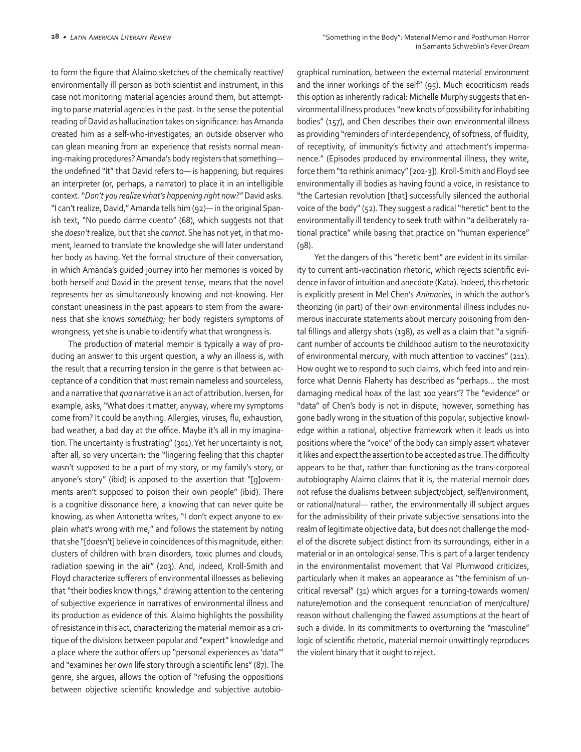to form the figure that Alaimo sketches of the chemically reactive/environmentally ill person as both scientist and instrument, in this case not monitoring material agencies around them, but attempting to parse material agencies in the past. In the sense the potential reading of David as hallucination takes on significance: has Amanda created him as a self-who-investigates, an outside observer who can glean meaning from an experience that resists normal meaning-making procedures? Amanda's body registers that something— the undefined "it" that David refers to— is happening, but requires an interpreter (or, perhaps, a narrator) to place it in an intelligible context. "*Don't you realize what's happening right now?*" David asks. "I can't realize, David," Amanda tells him (92)— in the original Spanish text, "No puedo darme cuento" (68), which suggests not that she *doesn't* realize, but that she *cannot*. She has not yet, in that moment, learned to translate the knowledge she will later understand her body as having. Yet the formal structure of their conversation, in which Amanda's guided journey into her memories is voiced by both herself and David in the present tense, means that the novel represents her as simultaneously knowing and not-knowing. Her constant uneasiness in the past appears to stem from the awareness that she knows *something*; her body registers symptoms of wrongness, yet she is unable to identify what that wrongness is.

The production of material memoir is typically a way of producing an answer to this urgent question, a *why* an illness is, with the result that a recurring tension in the genre is that between acceptance of a condition that must remain nameless and sourceless, and a narrative that *qua* narrative is an act of attribution. Iversen, for example, asks, "What does it matter, anyway, where my symptoms come from? It could be anything. Allergies, viruses, flu, exhaustion, bad weather, a bad day at the office. Maybe it's all in my imagination. The uncertainty is frustrating" (301). Yet her uncertainty is not, after all, so very uncertain: the "lingering feeling that this chapter wasn't supposed to be a part of my story, or my family's story, or anyone's story" (ibid) is apposed to the assertion that "[g]overnments aren't supposed to poison their own people" (ibid). There is a cognitive dissonance here, a knowing that can never quite be knowing, as when Antonetta writes, "I don't expect anyone to explain what's wrong with me," and follows the statement by noting that she "[doesn't] believe in coincidences of this magnitude, either: clusters of children with brain disorders, toxic plumes and clouds, radiation spewing in the air" (203). And, indeed, Kroll-Smith and Floyd characterize sufferers of environmental illnesses as believing that "their bodies know things," drawing attention to the centering of subjective experience in narratives of environmental illness and its production as evidence of this. Alaimo highlights the possibility of resistance in this act, characterizing the material memoir as a critique of the divisions between popular and "expert" knowledge and a place where the author offers up "personal experiences as 'data'" and "examines her own life story through a scientific lens" (87). The genre, she argues, allows the option of "refusing the oppositions between objective scientific knowledge and subjective autobiographical rumination, between the external material environment and the inner workings of the self" (95). Much ecocriticism reads this option as inherently radical: Michelle Murphy suggests that environmental illness produces "new knots of possibility for inhabiting bodies" (157), and Chen describes their own environmental illness as providing "reminders of interdependency, of softness, of fluidity, of receptivity, of immunity's fictivity and attachment's impermanence." (Episodes produced by environmental illness, they write, force them "to rethink animacy" [202-3]). Kroll-Smith and Floyd see environmentally ill bodies as having found a voice, in resistance to "the Cartesian revolution [that] successfully silenced the authorial voice of the body" (52). They suggest a radical "heretic" bent to the environmentally ill tendency to seek truth within "a deliberately rational practice" while basing that practice on "human experience" (98).

Yet the dangers of this "heretic bent" are evident in its similarity to current anti-vaccination rhetoric, which rejects scientific evidence in favor of intuition and anecdote (Kata). Indeed, this rhetoric is explicitly present in Mel Chen's *Animacies*, in which the author's theorizing (in part) of their own environmental illness includes numerous inaccurate statements about mercury poisoning from dental fillings and allergy shots (198), as well as a claim that "a significant number of accounts tie childhood autism to the neurotoxicity of environmental mercury, with much attention to vaccines" (211). How ought we to respond to such claims, which feed into and reinforce what Dennis Flaherty has described as "perhaps… the most damaging medical hoax of the last 100 years"? The "evidence" or "data" of Chen's body is not in dispute; however, something has gone badly wrong in the situation of this popular, subjective knowledge within a rational, objective framework when it leads us into positions where the "voice" of the body can simply assert whatever it likes and expect the assertion to be accepted as true. The difficulty appears to be that, rather than functioning as the trans-corporeal autobiography Alaimo claims that it is, the material memoir does not refuse the dualisms between subject/object, self/environment, or rational/natural— rather, the environmentally ill subject argues for the admissibility of their private subjective sensations into the realm of legitimate objective data, but does not challenge the model of the discrete subject distinct from its surroundings, either in a material or in an ontological sense. This is part of a larger tendency in the environmentalist movement that Val Plumwood criticizes, particularly when it makes an appearance as "the feminism of uncritical reversal" (31) which argues for a turning-towards women/nature/emotion and the consequent renunciation of men/culture/reason without challenging the flawed assumptions at the heart of such a divide. In its commitments to overturning the "masculine" logic of scientific rhetoric, material memoir unwittingly reproduces the violent binary that it ought to reject.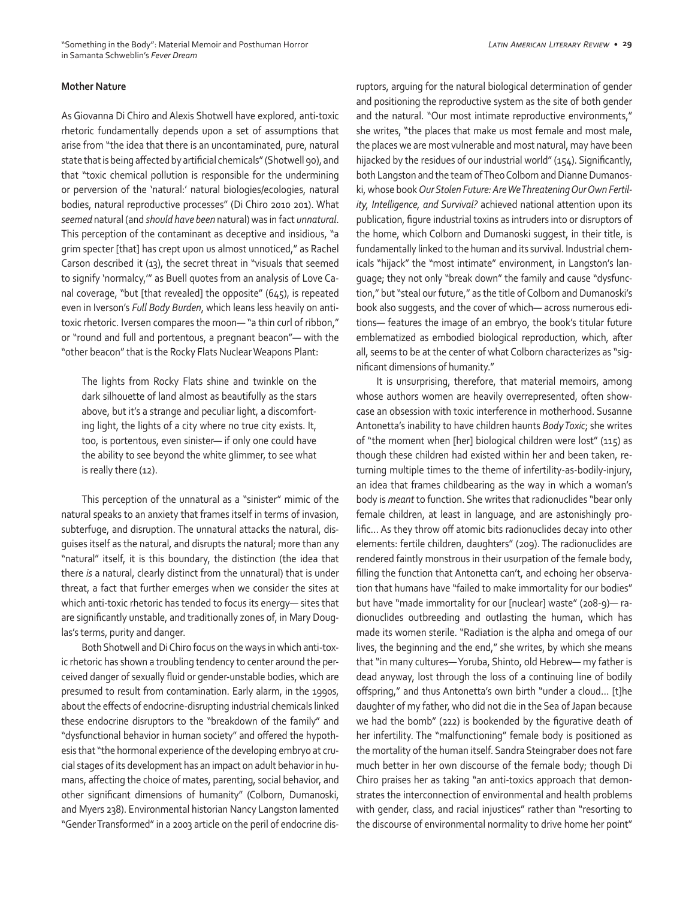## Mother Nature

As Giovanna Di Chiro and Alexis Shotwell have explored, anti-toxic rhetoric fundamentally depends upon a set of assumptions that arise from "the idea that there is an uncontaminated, pure, natural state that is being affected by artificial chemicals" (Shotwell 90), and that "toxic chemical pollution is responsible for the undermining or perversion of the 'natural:' natural biologies/ecologies, natural bodies, natural reproductive processes" (Di Chiro 2010 201). What *seemed* natural (and *should have been* natural) was in fact *unnatural*. This perception of the contaminant as deceptive and insidious, "a grim specter [that] has crept upon us almost unnoticed," as Rachel Carson described it (13), the secret threat in "visuals that seemed to signify 'normalcy,'" as Buell quotes from an analysis of Love Canal coverage, "but [that revealed] the opposite" (645), is repeated even in Iverson's *Full Body Burden*, which leans less heavily on anti-toxic rhetoric. Iversen compares the moon— "a thin curl of ribbon," or "round and full and portentous, a pregnant beacon"— with the "other beacon" that is the Rocky Flats Nuclear Weapons Plant:

> The lights from Rocky Flats shine and twinkle on the dark silhouette of land almost as beautifully as the stars above, but it's a strange and peculiar light, a discomforting light, the lights of a city where no true city exists. It, too, is portentous, even sinister— if only one could have the ability to see beyond the white glimmer, to see what is really there (12).

This perception of the unnatural as a "sinister" mimic of the natural speaks to an anxiety that frames itself in terms of invasion, subterfuge, and disruption. The unnatural attacks the natural, disguises itself as the natural, and disrupts the natural; more than any "natural" itself, it is this boundary, the distinction (the idea that there *is* a natural, clearly distinct from the unnatural) that is under threat, a fact that further emerges when we consider the sites at which anti-toxic rhetoric has tended to focus its energy— sites that are significantly unstable, and traditionally zones of, in Mary Douglas's terms, purity and danger.

Both Shotwell and Di Chiro focus on the ways in which anti-toxic rhetoric has shown a troubling tendency to center around the perceived danger of sexually fluid or gender-unstable bodies, which are presumed to result from contamination. Early alarm, in the 1990s, about the effects of endocrine-disrupting industrial chemicals linked these endocrine disruptors to the "breakdown of the family" and "dysfunctional behavior in human society" and offered the hypothesis that "the hormonal experience of the developing embryo at crucial stages of its development has an impact on adult behavior in humans, affecting the choice of mates, parenting, social behavior, and other significant dimensions of humanity" (Colborn, Dumanoski, and Myers 238). Environmental historian Nancy Langston lamented "Gender Transformed" in a 2003 article on the peril of endocrine disruptors, arguing for the natural biological determination of gender and positioning the reproductive system as the site of both gender and the natural. "Our most intimate reproductive environments," she writes, "the places that make us most female and most male, the places we are most vulnerable and most natural, may have been hijacked by the residues of our industrial world" (154). Significantly, both Langston and the team of Theo Colborn and Dianne Dumanoski, whose book *Our Stolen Future: Are We Threatening Our Own Fertility, Intelligence, and Survival?* achieved national attention upon its publication, figure industrial toxins as intruders into or disruptors of the home, which Colborn and Dumanoski suggest, in their title, is fundamentally linked to the human and its survival. Industrial chemicals "hijack" the "most intimate" environment, in Langston's language; they not only "break down" the family and cause "dysfunction," but "steal our future," as the title of Colborn and Dumanoski's book also suggests, and the cover of which— across numerous editions— features the image of an embryo, the book's titular future emblematized as embodied biological reproduction, which, after all, seems to be at the center of what Colborn characterizes as "significant dimensions of humanity."

It is unsurprising, therefore, that material memoirs, among whose authors women are heavily overrepresented, often showcase an obsession with toxic interference in motherhood. Susanne Antonetta's inability to have children haunts *Body Toxic*; she writes of "the moment when [her] biological children were lost" (115) as though these children had existed within her and been taken, returning multiple times to the theme of infertility-as-bodily-injury, an idea that frames childbearing as the way in which a woman's body is *meant* to function. She writes that radionuclides "bear only female children, at least in language, and are astonishingly prolific… As they throw off atomic bits radionuclides decay into other elements: fertile children, daughters" (209). The radionuclides are rendered faintly monstrous in their usurpation of the female body, filling the function that Antonetta can't, and echoing her observation that humans have "failed to make immortality for our bodies" but have "made immortality for our [nuclear] waste" (208-9)— radionuclides outbreeding and outlasting the human, which has made its women sterile. "Radiation is the alpha and omega of our lives, the beginning and the end," she writes, by which she means that "in many cultures— Yoruba, Shinto, old Hebrew— my father is dead anyway, lost through the loss of a continuing line of bodily offspring," and thus Antonetta's own birth "under a cloud… [t]he daughter of my father, who did not die in the Sea of Japan because we had the bomb" (222) is bookended by the figurative death of her infertility. The "malfunctioning" female body is positioned as the mortality of the human itself. Sandra Steingraber does not fare much better in her own discourse of the female body; though Di Chiro praises her as taking "an anti-toxics approach that demonstrates the interconnection of environmental and health problems with gender, class, and racial injustices" rather than "resorting to the discourse of environmental normality to drive home her point"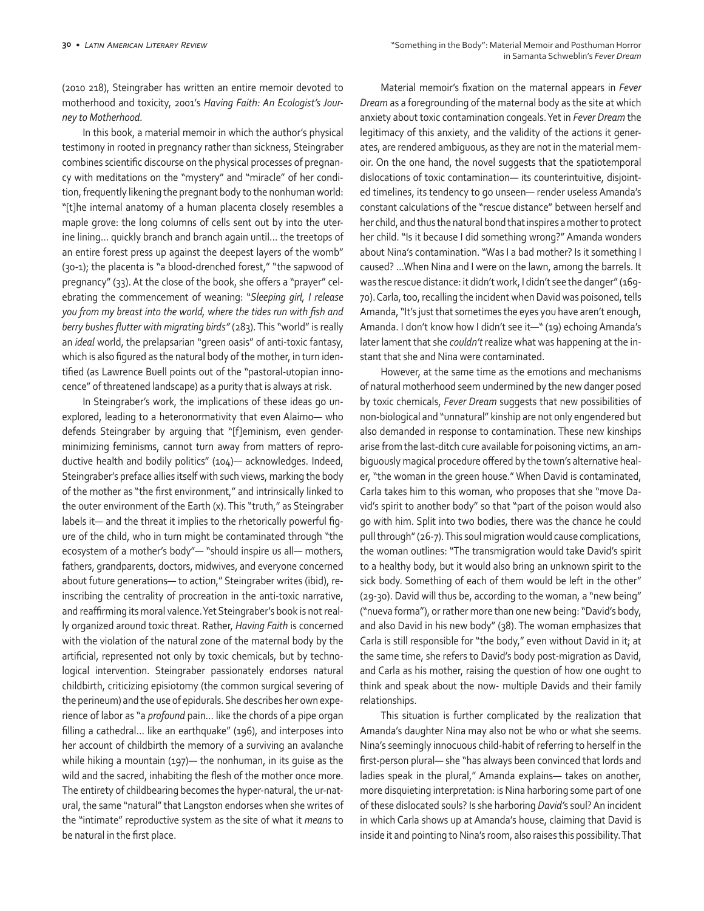(2010 218), Steingraber has written an entire memoir devoted to motherhood and toxicity, 2001's *Having Faith: An Ecologist's Journey to Motherhood*.

In this book, a material memoir in which the author's physical testimony in rooted in pregnancy rather than sickness, Steingraber combines scientific discourse on the physical processes of pregnancy with meditations on the "mystery" and "miracle" of her condition, frequently likening the pregnant body to the nonhuman world: "[t]he internal anatomy of a human placenta closely resembles a maple grove: the long columns of cells sent out by into the uterine lining… quickly branch and branch again until… the treetops of an entire forest press up against the deepest layers of the womb" (30-1); the placenta is "a blood-drenched forest," "the sapwood of pregnancy" (33). At the close of the book, she offers a "prayer" celebrating the commencement of weaning: "*Sleeping girl, I release you from my breast into the world, where the tides run with fish and berry bushes flutter with migrating birds"* (283). This "world" is really an *ideal* world, the prelapsarian "green oasis" of anti-toxic fantasy, which is also figured as the natural body of the mother, in turn identified (as Lawrence Buell points out of the "pastoral-utopian innocence" of threatened landscape) as a purity that is always at risk.

In Steingraber's work, the implications of these ideas go unexplored, leading to a heteronormativity that even Alaimo— who defends Steingraber by arguing that "[f]eminism, even gender-minimizing feminisms, cannot turn away from matters of reproductive health and bodily politics" (104)— acknowledges. Indeed, Steingraber's preface allies itself with such views, marking the body of the mother as "the first environment," and intrinsically linked to the outer environment of the Earth (x). This "truth," as Steingraber labels it— and the threat it implies to the rhetorically powerful figure of the child, who in turn might be contaminated through "the ecosystem of a mother's body"— "should inspire us all— mothers, fathers, grandparents, doctors, midwives, and everyone concerned about future generations— to action," Steingraber writes (ibid), re-inscribing the centrality of procreation in the anti-toxic narrative, and reaffirming its moral valence. Yet Steingraber's book is not really organized around toxic threat. Rather, *Having Faith* is concerned with the violation of the natural zone of the maternal body by the artificial, represented not only by toxic chemicals, but by technological intervention. Steingraber passionately endorses natural childbirth, criticizing episiotomy (the common surgical severing of the perineum) and the use of epidurals. She describes her own experience of labor as "a *profound* pain… like the chords of a pipe organ filling a cathedral… like an earthquake" (196), and interposes into her account of childbirth the memory of a surviving an avalanche while hiking a mountain (197)— the nonhuman, in its guise as the wild and the sacred, inhabiting the flesh of the mother once more. The entirety of childbearing becomes the hyper-natural, the ur-natural, the same "natural" that Langston endorses when she writes of the "intimate" reproductive system as the site of what it *means* to be natural in the first place.

Material memoir's fixation on the maternal appears in *Fever Dream* as a foregrounding of the maternal body as the site at which anxiety about toxic contamination congeals. Yet in *Fever Dream* the legitimacy of this anxiety, and the validity of the actions it generates, are rendered ambiguous, as they are not in the material memoir. On the one hand, the novel suggests that the spatiotemporal dislocations of toxic contamination— its counterintuitive, disjointed timelines, its tendency to go unseen— render useless Amanda's constant calculations of the "rescue distance" between herself and her child, and thus the natural bond that inspires a mother to protect her child. "Is it because I did something wrong?" Amanda wonders about Nina's contamination. "Was I a bad mother? Is it something I caused? …When Nina and I were on the lawn, among the barrels. It was the rescue distance: it didn't work, I didn't see the danger" (169-70). Carla, too, recalling the incident when David was poisoned, tells Amanda, "It's just that sometimes the eyes you have aren't enough, Amanda. I don't know how I didn't see it—" (19) echoing Amanda's later lament that she *couldn't* realize what was happening at the instant that she and Nina were contaminated.

However, at the same time as the emotions and mechanisms of natural motherhood seem undermined by the new danger posed by toxic chemicals, *Fever Dream* suggests that new possibilities of non-biological and "unnatural" kinship are not only engendered but also demanded in response to contamination. These new kinships arise from the last-ditch cure available for poisoning victims, an ambiguously magical procedure offered by the town's alternative healer, "the woman in the green house." When David is contaminated, Carla takes him to this woman, who proposes that she "move David's spirit to another body" so that "part of the poison would also go with him. Split into two bodies, there was the chance he could pull through" (26-7). This soul migration would cause complications, the woman outlines: "The transmigration would take David's spirit to a healthy body, but it would also bring an unknown spirit to the sick body. Something of each of them would be left in the other" (29-30). David will thus be, according to the woman, a "new being" ("nueva forma"), or rather more than one new being: "David's body, and also David in his new body" (38). The woman emphasizes that Carla is still responsible for "the body," even without David in it; at the same time, she refers to David's body post-migration as David, and Carla as his mother, raising the question of how one ought to think and speak about the now- multiple Davids and their family relationships.

This situation is further complicated by the realization that Amanda's daughter Nina may also not be who or what she seems. Nina's seemingly innocuous child-habit of referring to herself in the first-person plural— she "has always been convinced that lords and ladies speak in the plural," Amanda explains— takes on another, more disquieting interpretation: is Nina harboring some part of one of these dislocated souls? Is she harboring *David's* soul? An incident in which Carla shows up at Amanda's house, claiming that David is inside it and pointing to Nina's room, also raises this possibility. That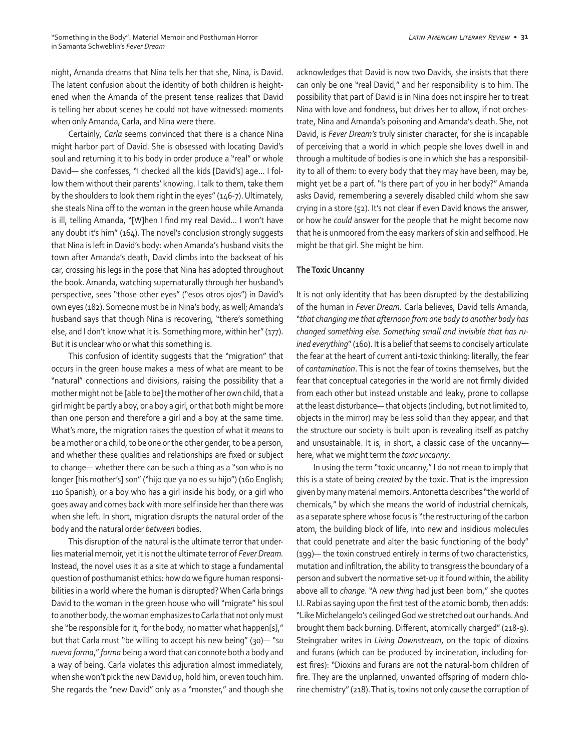night, Amanda dreams that Nina tells her that she, Nina, is David. The latent confusion about the identity of both children is heightened when the Amanda of the present tense realizes that David is telling her about scenes he could not have witnessed: moments when only Amanda, Carla, and Nina were there.

Certainly, *Carla* seems convinced that there is a chance Nina might harbor part of David. She is obsessed with locating David's soul and returning it to his body in order produce a "real" or whole David— she confesses, "I checked all the kids [David's] age… I follow them without their parents' knowing. I talk to them, take them by the shoulders to look them right in the eyes" (146-7). Ultimately, she steals Nina off to the woman in the green house while Amanda is ill, telling Amanda, "[W]hen I find my real David… I won't have any doubt it's him" (164). The novel's conclusion strongly suggests that Nina is left in David's body: when Amanda's husband visits the town after Amanda's death, David climbs into the backseat of his car, crossing his legs in the pose that Nina has adopted throughout the book. Amanda, watching supernaturally through her husband's perspective, sees "those other eyes" ("esos otros ojos") in David's own eyes (182). Someone must be in Nina's body, as well; Amanda's husband says that though Nina is recovering, "there's something else, and I don't know what it is. Something more, within her" (177). But it is unclear who or what this something is.

This confusion of identity suggests that the "migration" that occurs in the green house makes a mess of what are meant to be "natural" connections and divisions, raising the possibility that a mother might not be [able to be] the mother of her own child, that a girl might be partly a boy, or a boy a girl, or that both might be more than one person and therefore a girl and a boy at the same time. What's more, the migration raises the question of what it *means* to be a mother or a child, to be one or the other gender, to be a person, and whether these qualities and relationships are fixed or subject to change— whether there can be such a thing as a "son who is no longer [his mother's] son" ("hijo que ya no es su hijo") (160 English; 110 Spanish), or a boy who has a girl inside his body, or a girl who goes away and comes back with more self inside her than there was when she left. In short, migration disrupts the natural order of the body and the natural order *between* bodies.

This disruption of the natural is the ultimate terror that underlies material memoir, yet it is not the ultimate terror of *Fever Dream.* Instead, the novel uses it as a site at which to stage a fundamental question of posthumanist ethics: how do we figure human responsibilities in a world where the human is disrupted? When Carla brings David to the woman in the green house who will "migrate" his soul to another body, the woman emphasizes to Carla that not only must she "be responsible for it, for the body, no matter what happen[s]," but that Carla must "be willing to accept his new being" (30)— "*su nueva forma*," *forma* being a word that can connote both a body and a way of being. Carla violates this adjuration almost immediately, when she won't pick the new David up, hold him, or even touch him. She regards the "new David" only as a "monster," and though she acknowledges that David is now two Davids, she insists that there can only be one "real David," and her responsibility is to him. The possibility that part of David is in Nina does not inspire her to treat Nina with love and fondness, but drives her to allow, if not orchestrate, Nina and Amanda's poisoning and Amanda's death. She, not David, is *Fever Dream's* truly sinister character, for she is incapable of perceiving that a world in which people she loves dwell in and through a multitude of bodies is one in which she has a responsibility to all of them: to every body that they may have been, may be, might yet be a part of. "Is there part of you in her body?" Amanda asks David, remembering a severely disabled child whom she saw crying in a store (52). It's not clear if even David knows the answer, or how he *could* answer for the people that he might become now that he is unmoored from the easy markers of skin and selfhood. He might be that girl. She might be him.

## The Toxic Uncanny

It is not only identity that has been disrupted by the destabilizing of the human in *Fever Dream.* Carla believes, David tells Amanda, "*that changing me that afternoon from one body to another body has changed something else. Something small and invisible that has ruined everything*" (160). It is a belief that seems to concisely articulate the fear at the heart of current anti-toxic thinking: literally, the fear of *contamination*. This is not the fear of toxins themselves, but the fear that conceptual categories in the world are not firmly divided from each other but instead unstable and leaky, prone to collapse at the least disturbance— that objects (including, but not limited to, objects in the mirror) may be less solid than they appear, and that the structure our society is built upon is revealing itself as patchy and unsustainable. It is, in short, a classic case of the uncanny— here, what we might term the *toxic uncanny*.

In using the term "toxic uncanny," I do not mean to imply that this is a state of being *created* by the toxic. That is the impression given by many material memoirs. Antonetta describes "the world of chemicals," by which she means the world of industrial chemicals, as a separate sphere whose focus is "the restructuring of the carbon atom, the building block of life, into new and insidious molecules that could penetrate and alter the basic functioning of the body" (199)— the toxin construed entirely in terms of two characteristics, mutation and infiltration, the ability to transgress the boundary of a person and subvert the normative set-up it found within, the ability above all to *change*. "A *new thing* had just been born," she quotes I.I. Rabi as saying upon the first test of the atomic bomb, then adds: "Like Michelangelo's ceilinged God we stretched out our hands. And brought them back burning. Different, atomically charged" (218-9). Steingraber writes in *Living Downstream*, on the topic of dioxins and furans (which can be produced by incineration, including forest fires): "Dioxins and furans are not the natural-born children of fire. They are the unplanned, unwanted offspring of modern chlorine chemistry" (218). That is, toxins not only *cause* the corruption of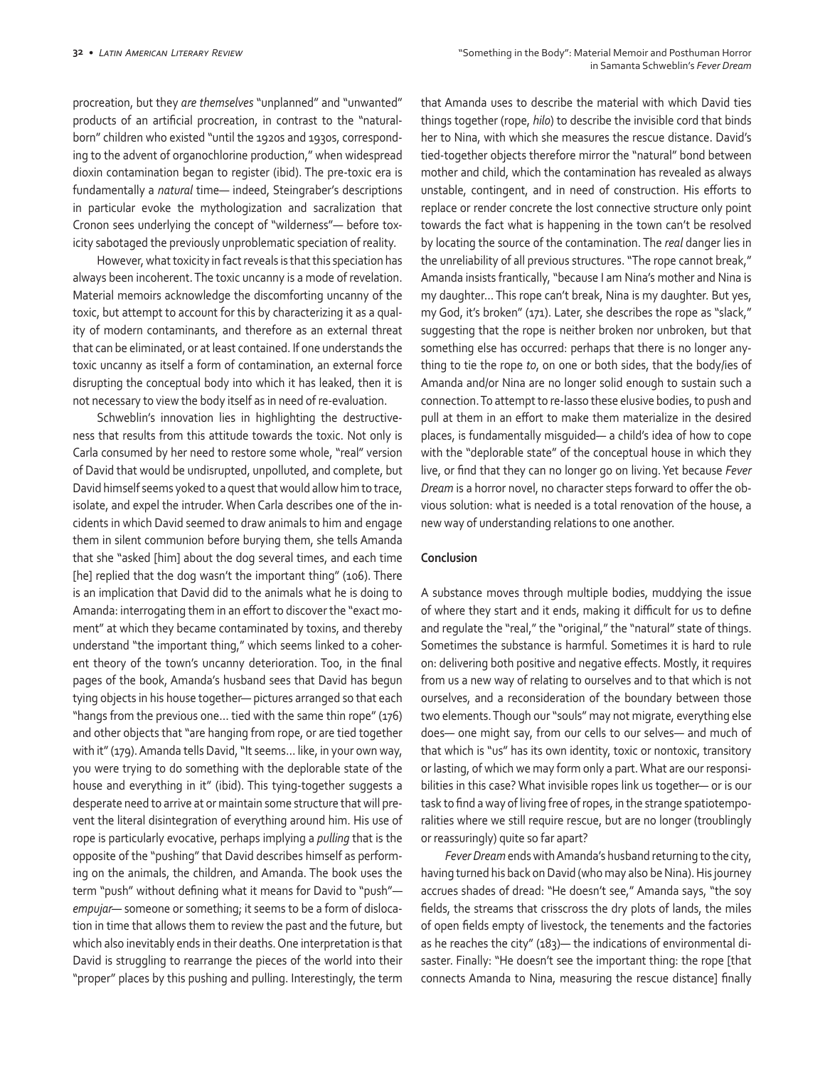procreation, but they *are themselves* "unplanned" and "unwanted" products of an artificial procreation, in contrast to the "natural-born" children who existed "until the 1920s and 1930s, corresponding to the advent of organochlorine production," when widespread dioxin contamination began to register (ibid). The pre-toxic era is fundamentally a *natural* time— indeed, Steingraber's descriptions in particular evoke the mythologization and sacralization that Cronon sees underlying the concept of "wilderness"— before toxicity sabotaged the previously unproblematic speciation of reality.

However, what toxicity in fact reveals is that this speciation has always been incoherent. The toxic uncanny is a mode of revelation. Material memoirs acknowledge the discomforting uncanny of the toxic, but attempt to account for this by characterizing it as a quality of modern contaminants, and therefore as an external threat that can be eliminated, or at least contained. If one understands the toxic uncanny as itself a form of contamination, an external force disrupting the conceptual body into which it has leaked, then it is not necessary to view the body itself as in need of re-evaluation.

Schweblin's innovation lies in highlighting the destructiveness that results from this attitude towards the toxic. Not only is Carla consumed by her need to restore some whole, "real" version of David that would be undisrupted, unpolluted, and complete, but David himself seems yoked to a quest that would allow him to trace, isolate, and expel the intruder. When Carla describes one of the incidents in which David seemed to draw animals to him and engage them in silent communion before burying them, she tells Amanda that she "asked [him] about the dog several times, and each time [he] replied that the dog wasn't the important thing" (106). There is an implication that David did to the animals what he is doing to Amanda: interrogating them in an effort to discover the "exact moment" at which they became contaminated by toxins, and thereby understand "the important thing," which seems linked to a coherent theory of the town's uncanny deterioration. Too, in the final pages of the book, Amanda's husband sees that David has begun tying objects in his house together— pictures arranged so that each "hangs from the previous one… tied with the same thin rope" (176) and other objects that "are hanging from rope, or are tied together with it" (179). Amanda tells David, "It seems… like, in your own way, you were trying to do something with the deplorable state of the house and everything in it" (ibid). This tying-together suggests a desperate need to arrive at or maintain some structure that will prevent the literal disintegration of everything around him. His use of rope is particularly evocative, perhaps implying a *pulling* that is the opposite of the "pushing" that David describes himself as performing on the animals, the children, and Amanda. The book uses the term "push" without defining what it means for David to "push"— *empujar*— someone or something; it seems to be a form of dislocation in time that allows them to review the past and the future, but which also inevitably ends in their deaths. One interpretation is that David is struggling to rearrange the pieces of the world into their "proper" places by this pushing and pulling. Interestingly, the term that Amanda uses to describe the material with which David ties things together (rope, *hilo*) to describe the invisible cord that binds her to Nina, with which she measures the rescue distance. David's tied-together objects therefore mirror the "natural" bond between mother and child, which the contamination has revealed as always unstable, contingent, and in need of construction. His efforts to replace or render concrete the lost connective structure only point towards the fact what is happening in the town can't be resolved by locating the source of the contamination. The *real* danger lies in the unreliability of all previous structures. "The rope cannot break," Amanda insists frantically, "because I am Nina's mother and Nina is my daughter… This rope can't break, Nina is my daughter. But yes, my God, it's broken" (171). Later, she describes the rope as "slack," suggesting that the rope is neither broken nor unbroken, but that something else has occurred: perhaps that there is no longer anything to tie the rope *to*, on one or both sides, that the body/ies of Amanda and/or Nina are no longer solid enough to sustain such a connection. To attempt to re-lasso these elusive bodies, to push and pull at them in an effort to make them materialize in the desired places, is fundamentally misguided— a child's idea of how to cope with the "deplorable state" of the conceptual house in which they live, or find that they can no longer go on living. Yet because *Fever Dream* is a horror novel, no character steps forward to offer the obvious solution: what is needed is a total renovation of the house, a new way of understanding relations to one another.

## Conclusion

A substance moves through multiple bodies, muddying the issue of where they start and it ends, making it difficult for us to define and regulate the "real," the "original," the "natural" state of things. Sometimes the substance is harmful. Sometimes it is hard to rule on: delivering both positive and negative effects. Mostly, it requires from us a new way of relating to ourselves and to that which is not ourselves, and a reconsideration of the boundary between those two elements. Though our "souls" may not migrate, everything else does— one might say, from our cells to our selves— and much of that which is "us" has its own identity, toxic or nontoxic, transitory or lasting, of which we may form only a part. What are our responsibilities in this case? What invisible ropes link us together— or is our task to find a way of living free of ropes, in the strange spatiotemporalities where we still require rescue, but are no longer (troublingly or reassuringly) quite so far apart?

*Fever Dream* ends with Amanda's husband returning to the city, having turned his back on David (who may also be Nina). His journey accrues shades of dread: "He doesn't see," Amanda says, "the soy fields, the streams that crisscross the dry plots of lands, the miles of open fields empty of livestock, the tenements and the factories as he reaches the city" (183)— the indications of environmental disaster. Finally: "He doesn't see the important thing: the rope [that connects Amanda to Nina, measuring the rescue distance] finally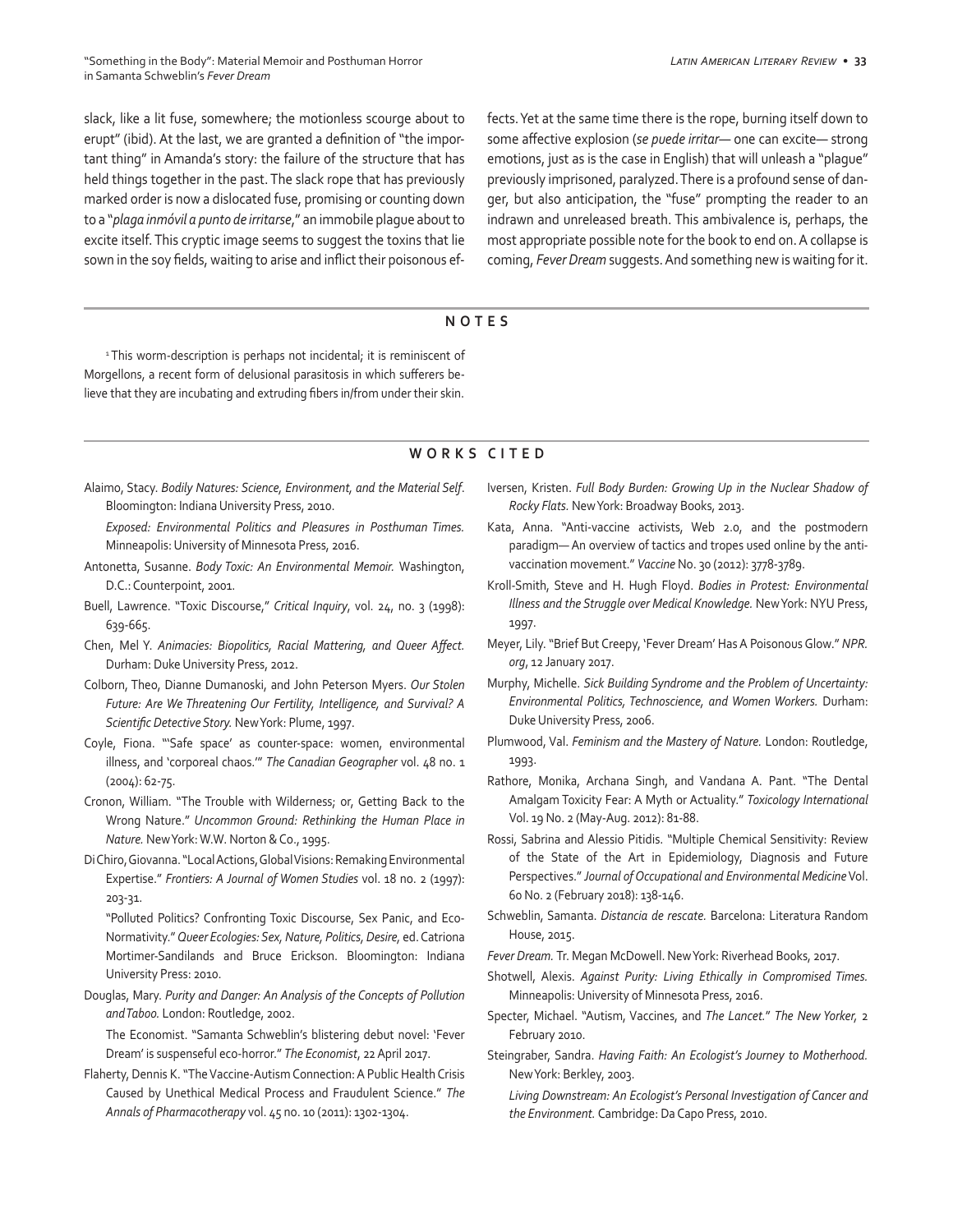slack, like a lit fuse, somewhere; the motionless scourge about to erupt" (ibid). At the last, we are granted a definition of "the important thing" in Amanda's story: the failure of the structure that has held things together in the past. The slack rope that has previously marked order is now a dislocated fuse, promising or counting down to a "*plaga inmóvil a punto de irritarse*," an immobile plague about to excite itself. This cryptic image seems to suggest the toxins that lie sown in the soy fields, waiting to arise and inflict their poisonous effects. Yet at the same time there is the rope, burning itself down to some affective explosion (*se puede irritar*— one can excite— strong emotions, just as is the case in English) that will unleash a "plague" previously imprisoned, paralyzed. There is a profound sense of danger, but also anticipation, the "fuse" prompting the reader to an indrawn and unreleased breath. This ambivalence is, perhaps, the most appropriate possible note for the book to end on. A collapse is coming, *Fever Dream* suggests. And something new is waiting for it.

## NOTES

[1] This worm-description is perhaps not incidental; it is reminiscent of Morgellons, a recent form of delusional parasitosis in which sufferers believe that they are incubating and extruding fibers in/from under their skin.

## WORKS CITED

Alaimo, Stacy. *Bodily Natures: Science, Environment, and the Material Self*. Bloomington: Indiana University Press, 2010.

*Exposed: Environmental Politics and Pleasures in Posthuman Times.* Minneapolis: University of Minnesota Press, 2016.

Antonetta, Susanne. *Body Toxic: An Environmental Memoir.* Washington, D.C.: Counterpoint, 2001.

Buell, Lawrence. "Toxic Discourse," *Critical Inquiry*, vol. 24, no. 3 (1998): 639-665.

Chen, Mel Y. *Animacies: Biopolitics, Racial Mattering, and Queer Affect.* Durham: Duke University Press, 2012.

Colborn, Theo, Dianne Dumanoski, and John Peterson Myers. *Our Stolen Future: Are We Threatening Our Fertility, Intelligence, and Survival? A Scientific Detective Story.* New York: Plume, 1997.

Coyle, Fiona. "'Safe space' as counter-space: women, environmental illness, and 'corporeal chaos.'" *The Canadian Geographer* vol. 48 no. 1 (2004): 62-75.

Cronon, William. "The Trouble with Wilderness; or, Getting Back to the Wrong Nature." *Uncommon Ground: Rethinking the Human Place in Nature.* New York: W.W. Norton & Co., 1995.

Di Chiro, Giovanna. "Local Actions, Global Visions: Remaking Environmental Expertise." *Frontiers: A Journal of Women Studies* vol. 18 no. 2 (1997): 203-31.

"Polluted Politics? Confronting Toxic Discourse, Sex Panic, and Eco-Normativity." *Queer Ecologies: Sex, Nature, Politics, Desire*, ed. Catriona Mortimer-Sandilands and Bruce Erickson. Bloomington: Indiana University Press: 2010.

Douglas, Mary. *Purity and Danger: An Analysis of the Concepts of Pollution and Taboo.* London: Routledge, 2002.

The Economist. "Samanta Schweblin's blistering debut novel: 'Fever Dream' is suspenseful eco-horror." *The Economist*, 22 April 2017.

Flaherty, Dennis K. "The Vaccine-Autism Connection: A Public Health Crisis Caused by Unethical Medical Process and Fraudulent Science." *The Annals of Pharmacotherapy* vol. 45 no. 10 (2011): 1302-1304.

Iversen, Kristen. *Full Body Burden: Growing Up in the Nuclear Shadow of Rocky Flats.* New York: Broadway Books, 2013.

Kata, Anna. "Anti-vaccine activists, Web 2.0, and the postmodern paradigm— An overview of tactics and tropes used online by the anti-vaccination movement." *Vaccine* No. 30 (2012): 3778-3789.

Kroll-Smith, Steve and H. Hugh Floyd. *Bodies in Protest: Environmental Illness and the Struggle over Medical Knowledge.* New York: NYU Press, 1997.

Meyer, Lily. "Brief But Creepy, 'Fever Dream' Has A Poisonous Glow." *NPR.org*, 12 January 2017.

Murphy, Michelle. *Sick Building Syndrome and the Problem of Uncertainty: Environmental Politics, Technoscience, and Women Workers.* Durham: Duke University Press, 2006.

Plumwood, Val. *Feminism and the Mastery of Nature.* London: Routledge, 1993.

Rathore, Monika, Archana Singh, and Vandana A. Pant. "The Dental Amalgam Toxicity Fear: A Myth or Actuality." *Toxicology International* Vol. 19 No. 2 (May-Aug. 2012): 81-88.

Rossi, Sabrina and Alessio Pitidis. "Multiple Chemical Sensitivity: Review of the State of the Art in Epidemiology, Diagnosis and Future Perspectives." *Journal of Occupational and Environmental Medicine* Vol. 60 No. 2 (February 2018): 138-146.

Schweblin, Samanta. *Distancia de rescate.* Barcelona: Literatura Random House, 2015.

*Fever Dream.* Tr. Megan McDowell. New York: Riverhead Books, 2017.

Shotwell, Alexis. *Against Purity: Living Ethically in Compromised Times.* Minneapolis: University of Minnesota Press, 2016.

Specter, Michael. "Autism, Vaccines, and *The Lancet*." *The New Yorker*, 2 February 2010.

Steingraber, Sandra. *Having Faith: An Ecologist's Journey to Motherhood.* New York: Berkley, 2003.

*Living Downstream: An Ecologist's Personal Investigation of Cancer and the Environment.* Cambridge: Da Capo Press, 2010.